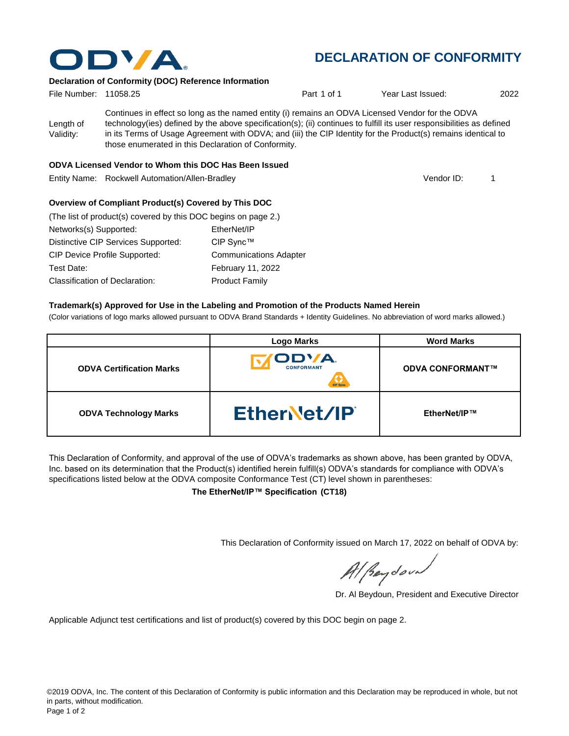# DECLARATION OF CONFORMITY

**Declaration of Conformity (DOC) Reference Information**

File Number: 11058.25 | Part 1 of 1 | Year Last Issued: 2022

Length of Validity: Continues in effect so long as the named entity (i) remains an ODVA Licensed Vendor for the ODVA technology(ies) defined by the above specification(s); (ii) continues to fulfill its user responsibilities as defined in its Terms of Usage Agreement with ODVA; and (iii) the CIP Identity for the Product(s) remains identical to those enumerated in this Declaration of Conformity.

**ODVA Licensed Vendor to Whom this DOC Has Been Issued**

Entity Name: Rockwell Automation/Allen-Bradley | Vendor ID: 1

**Overview of Compliant Product(s) Covered by This DOC**

(The list of product(s) covered by this DOC begins on page 2.)

| | |
|---|---|
| Networks(s) Supported: | EtherNet/IP |
| Distinctive CIP Services Supported: | CIP Sync™ |
| CIP Device Profile Supported: | Communications Adapter |
| Test Date: | February 11, 2022 |
| Classification of Declaration: | Product Family |

**Trademark(s) Approved for Use in the Labeling and Promotion of the Products Named Herein**

(Color variations of logo marks allowed pursuant to ODVA Brand Standards + Identity Guidelines. No abbreviation of word marks allowed.)

| | Logo Marks | Word Marks |
|---|---|---|
| **ODVA Certification Marks** | ODVA CONFORMANT / CIP Sync | **ODVA CONFORMANT™** |
| **ODVA Technology Marks** | EtherNet/IP | **EtherNet/IP™** |

This Declaration of Conformity, and approval of the use of ODVA's trademarks as shown above, has been granted by ODVA, Inc. based on its determination that the Product(s) identified herein fulfill(s) ODVA's standards for compliance with ODVA's specifications listed below at the ODVA composite Conformance Test (CT) level shown in parentheses:

**The EtherNet/IP™ Specification (CT18)**

This Declaration of Conformity issued on March 17, 2022 on behalf of ODVA by:

Dr. Al Beydoun, President and Executive Director

Applicable Adjunct test certifications and list of product(s) covered by this DOC begin on page 2.

©2019 ODVA, Inc. The content of this Declaration of Conformity is public information and this Declaration may be reproduced in whole, but not in parts, without modification.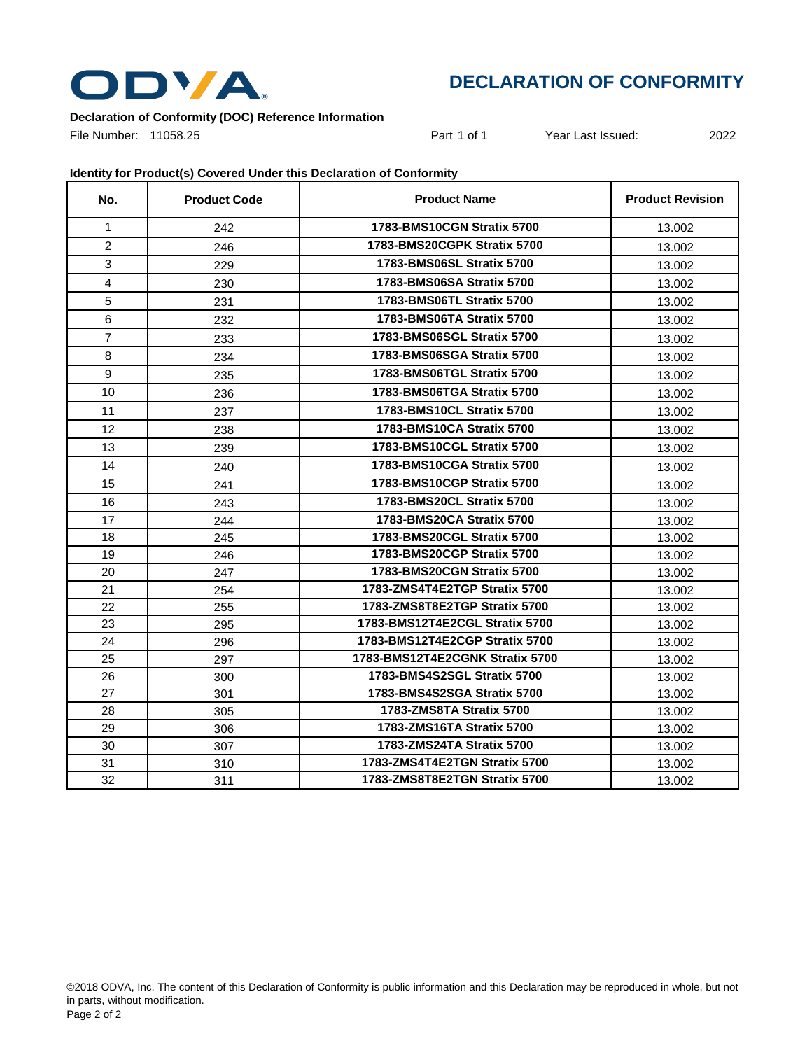# ODVA

## DECLARATION OF CONFORMITY

**Declaration of Conformity (DOC) Reference Information**

File Number: 11058.25 Part 1 of 1 Year Last Issued: 2022

**Identity for Product(s) Covered Under this Declaration of Conformity**

| No. | Product Code | Product Name | Product Revision |
|---|---|---|---|
| 1 | 242 | **1783-BMS10CGN Stratix 5700** | 13.002 |
| 2 | 246 | **1783-BMS20CGPK Stratix 5700** | 13.002 |
| 3 | 229 | **1783-BMS06SL Stratix 5700** | 13.002 |
| 4 | 230 | **1783-BMS06SA Stratix 5700** | 13.002 |
| 5 | 231 | **1783-BMS06TL Stratix 5700** | 13.002 |
| 6 | 232 | **1783-BMS06TA Stratix 5700** | 13.002 |
| 7 | 233 | **1783-BMS06SGL Stratix 5700** | 13.002 |
| 8 | 234 | **1783-BMS06SGA Stratix 5700** | 13.002 |
| 9 | 235 | **1783-BMS06TGL Stratix 5700** | 13.002 |
| 10 | 236 | **1783-BMS06TGA Stratix 5700** | 13.002 |
| 11 | 237 | **1783-BMS10CL Stratix 5700** | 13.002 |
| 12 | 238 | **1783-BMS10CA Stratix 5700** | 13.002 |
| 13 | 239 | **1783-BMS10CGL Stratix 5700** | 13.002 |
| 14 | 240 | **1783-BMS10CGA Stratix 5700** | 13.002 |
| 15 | 241 | **1783-BMS10CGP Stratix 5700** | 13.002 |
| 16 | 243 | **1783-BMS20CL Stratix 5700** | 13.002 |
| 17 | 244 | **1783-BMS20CA Stratix 5700** | 13.002 |
| 18 | 245 | **1783-BMS20CGL Stratix 5700** | 13.002 |
| 19 | 246 | **1783-BMS20CGP Stratix 5700** | 13.002 |
| 20 | 247 | **1783-BMS20CGN Stratix 5700** | 13.002 |
| 21 | 254 | **1783-ZMS4T4E2TGP Stratix 5700** | 13.002 |
| 22 | 255 | **1783-ZMS8T8E2TGP Stratix 5700** | 13.002 |
| 23 | 295 | **1783-BMS12T4E2CGL Stratix 5700** | 13.002 |
| 24 | 296 | **1783-BMS12T4E2CGP Stratix 5700** | 13.002 |
| 25 | 297 | **1783-BMS12T4E2CGNK Stratix 5700** | 13.002 |
| 26 | 300 | **1783-BMS4S2SGL Stratix 5700** | 13.002 |
| 27 | 301 | **1783-BMS4S2SGA Stratix 5700** | 13.002 |
| 28 | 305 | **1783-ZMS8TA Stratix 5700** | 13.002 |
| 29 | 306 | **1783-ZMS16TA Stratix 5700** | 13.002 |
| 30 | 307 | **1783-ZMS24TA Stratix 5700** | 13.002 |
| 31 | 310 | **1783-ZMS4T4E2TGN Stratix 5700** | 13.002 |
| 32 | 311 | **1783-ZMS8T8E2TGN Stratix 5700** | 13.002 |

©2018 ODVA, Inc. The content of this Declaration of Conformity is public information and this Declaration may be reproduced in whole, but not in parts, without modification.